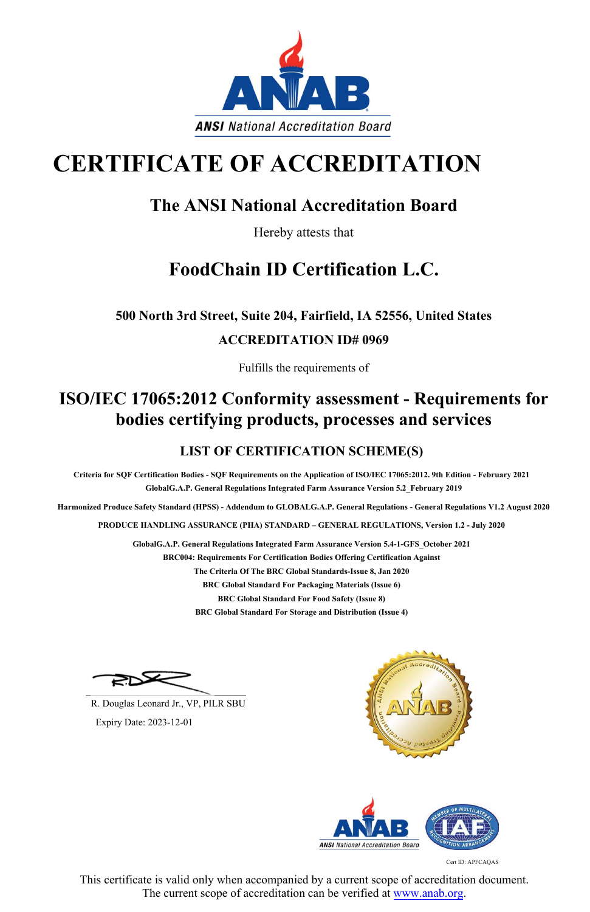ANSI National Accreditation Board

# CERTIFICATE OF ACCREDITATION

## The ANSI National Accreditation Board

Hereby attests that

## FoodChain ID Certification L.C.

**500 North 3rd Street, Suite 204, Fairfield, IA 52556, United States**

**ACCREDITATION ID# 0969**

Fulfills the requirements of

## ISO/IEC 17065:2012 Conformity assessment - Requirements for bodies certifying products, processes and services

### LIST OF CERTIFICATION SCHEME(S)

**Criteria for SQF Certification Bodies - SQF Requirements on the Application of ISO/IEC 17065:2012. 9th Edition - February 2021**

**GlobalG.A.P. General Regulations Integrated Farm Assurance Version 5.2_February 2019**

**Harmonized Produce Safety Standard (HPSS) - Addendum to GLOBALG.A.P. General Regulations - General Regulations V1.2 August 2020**

**PRODUCE HANDLING ASSURANCE (PHA) STANDARD – GENERAL REGULATIONS, Version 1.2 - July 2020**

**GlobalG.A.P. General Regulations Integrated Farm Assurance Version 5.4-1-GFS_October 2021**

**BRC004: Requirements For Certification Bodies Offering Certification Against The Criteria Of The BRC Global Standards-Issue 8, Jan 2020**

**BRC Global Standard For Packaging Materials (Issue 6)**

**BRC Global Standard For Food Safety (Issue 8)**

**BRC Global Standard For Storage and Distribution (Issue 4)**

R. Douglas Leonard Jr., VP, PILR SBU

Expiry Date: 2023-12-01

Cert ID: APFCAQAS

This certificate is valid only when accompanied by a current scope of accreditation document. The current scope of accreditation can be verified at www.anab.org.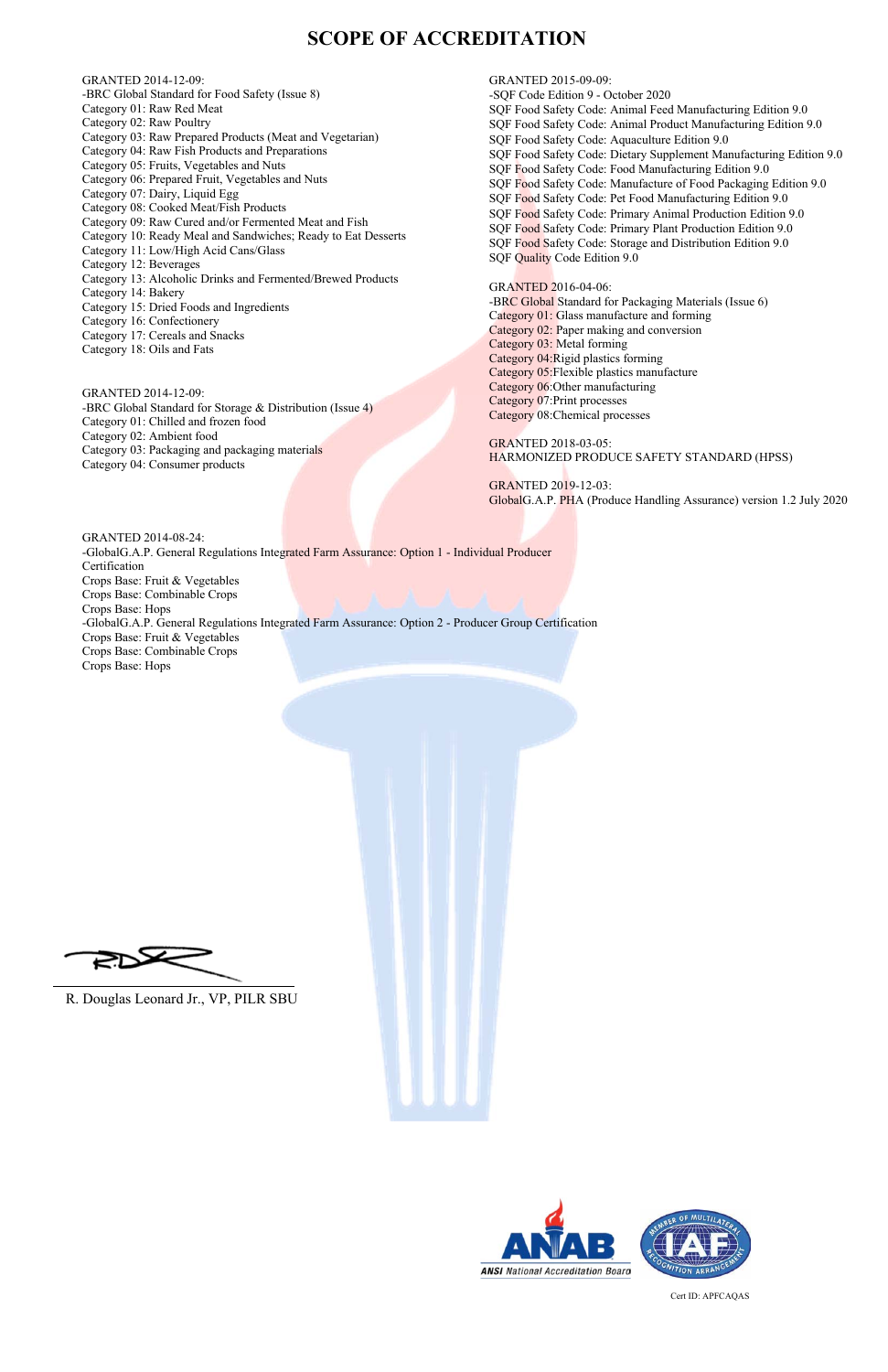# SCOPE OF ACCREDITATION

GRANTED 2014-12-09:
-BRC Global Standard for Food Safety (Issue 8)
Category 01: Raw Red Meat
Category 02: Raw Poultry
Category 03: Raw Prepared Products (Meat and Vegetarian)
Category 04: Raw Fish Products and Preparations
Category 05: Fruits, Vegetables and Nuts
Category 06: Prepared Fruit, Vegetables and Nuts
Category 07: Dairy, Liquid Egg
Category 08: Cooked Meat/Fish Products
Category 09: Raw Cured and/or Fermented Meat and Fish
Category 10: Ready Meal and Sandwiches; Ready to Eat Desserts
Category 11: Low/High Acid Cans/Glass
Category 12: Beverages
Category 13: Alcoholic Drinks and Fermented/Brewed Products
Category 14: Bakery
Category 15: Dried Foods and Ingredients
Category 16: Confectionery
Category 17: Cereals and Snacks
Category 18: Oils and Fats

GRANTED 2014-12-09:
-BRC Global Standard for Storage & Distribution (Issue 4)
Category 01: Chilled and frozen food
Category 02: Ambient food
Category 03: Packaging and packaging materials
Category 04: Consumer products

GRANTED 2015-09-09:
-SQF Code Edition 9 - October 2020
SQF Food Safety Code: Animal Feed Manufacturing Edition 9.0
SQF Food Safety Code: Animal Product Manufacturing Edition 9.0
SQF Food Safety Code: Aquaculture Edition 9.0
SQF Food Safety Code: Dietary Supplement Manufacturing Edition 9.0
SQF Food Safety Code: Food Manufacturing Edition 9.0
SQF Food Safety Code: Manufacture of Food Packaging Edition 9.0
SQF Food Safety Code: Pet Food Manufacturing Edition 9.0
SQF Food Safety Code: Primary Animal Production Edition 9.0
SQF Food Safety Code: Primary Plant Production Edition 9.0
SQF Food Safety Code: Storage and Distribution Edition 9.0
SQF Quality Code Edition 9.0

GRANTED 2016-04-06:
-BRC Global Standard for Packaging Materials (Issue 6)
Category 01: Glass manufacture and forming
Category 02: Paper making and conversion
Category 03: Metal forming
Category 04:Rigid plastics forming
Category 05:Flexible plastics manufacture
Category 06:Other manufacturing
Category 07:Print processes
Category 08:Chemical processes

GRANTED 2018-03-05:
HARMONIZED PRODUCE SAFETY STANDARD (HPSS)

GRANTED 2019-12-03:
GlobalG.A.P. PHA (Produce Handling Assurance) version 1.2 July 2020

GRANTED 2014-08-24:
-GlobalG.A.P. General Regulations Integrated Farm Assurance: Option 1 - Individual Producer Certification
Crops Base: Fruit & Vegetables
Crops Base: Combinable Crops
Crops Base: Hops
-GlobalG.A.P. General Regulations Integrated Farm Assurance: Option 2 - Producer Group Certification
Crops Base: Fruit & Vegetables
Crops Base: Combinable Crops
Crops Base: Hops

R. Douglas Leonard Jr., VP, PILR SBU

ANAB ANSI National Accreditation Board

Cert ID: APFCAQAS